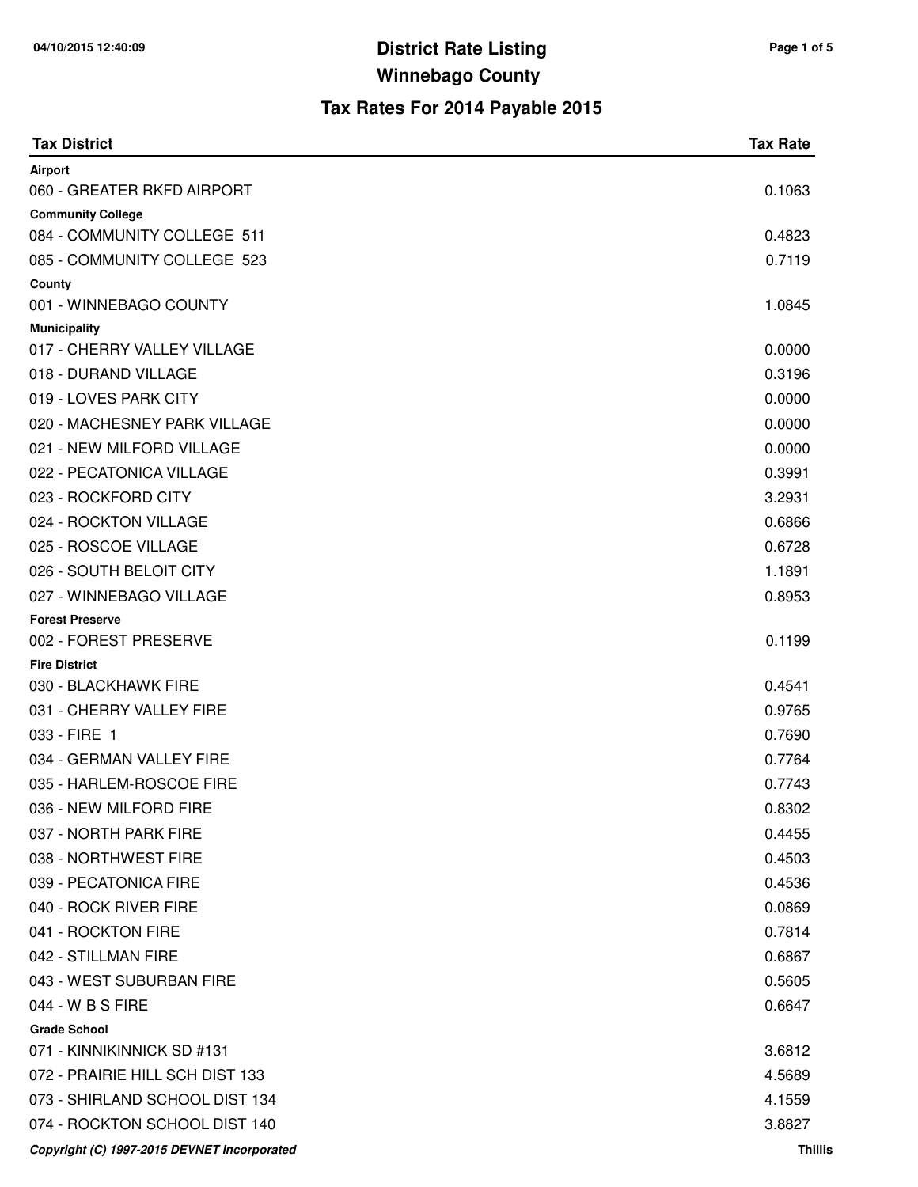# District Rate Listing

## Winnebago County

### Tax Rates For 2014 Payable 2015

| Tax District | Tax Rate |
|---|---|
| **Airport** | |
| 060 - GREATER RKFD AIRPORT | 0.1063 |
| **Community College** | |
| 084 - COMMUNITY COLLEGE 511 | 0.4823 |
| 085 - COMMUNITY COLLEGE 523 | 0.7119 |
| **County** | |
| 001 - WINNEBAGO COUNTY | 1.0845 |
| **Municipality** | |
| 017 - CHERRY VALLEY VILLAGE | 0.0000 |
| 018 - DURAND VILLAGE | 0.3196 |
| 019 - LOVES PARK CITY | 0.0000 |
| 020 - MACHESNEY PARK VILLAGE | 0.0000 |
| 021 - NEW MILFORD VILLAGE | 0.0000 |
| 022 - PECATONICA VILLAGE | 0.3991 |
| 023 - ROCKFORD CITY | 3.2931 |
| 024 - ROCKTON VILLAGE | 0.6866 |
| 025 - ROSCOE VILLAGE | 0.6728 |
| 026 - SOUTH BELOIT CITY | 1.1891 |
| 027 - WINNEBAGO VILLAGE | 0.8953 |
| **Forest Preserve** | |
| 002 - FOREST PRESERVE | 0.1199 |
| **Fire District** | |
| 030 - BLACKHAWK FIRE | 0.4541 |
| 031 - CHERRY VALLEY FIRE | 0.9765 |
| 033 - FIRE 1 | 0.7690 |
| 034 - GERMAN VALLEY FIRE | 0.7764 |
| 035 - HARLEM-ROSCOE FIRE | 0.7743 |
| 036 - NEW MILFORD FIRE | 0.8302 |
| 037 - NORTH PARK FIRE | 0.4455 |
| 038 - NORTHWEST FIRE | 0.4503 |
| 039 - PECATONICA FIRE | 0.4536 |
| 040 - ROCK RIVER FIRE | 0.0869 |
| 041 - ROCKTON FIRE | 0.7814 |
| 042 - STILLMAN FIRE | 0.6867 |
| 043 - WEST SUBURBAN FIRE | 0.5605 |
| 044 - W B S FIRE | 0.6647 |
| **Grade School** | |
| 071 - KINNIKINNICK SD #131 | 3.6812 |
| 072 - PRAIRIE HILL SCH DIST 133 | 4.5689 |
| 073 - SHIRLAND SCHOOL DIST 134 | 4.1559 |
| 074 - ROCKTON SCHOOL DIST 140 | 3.8827 |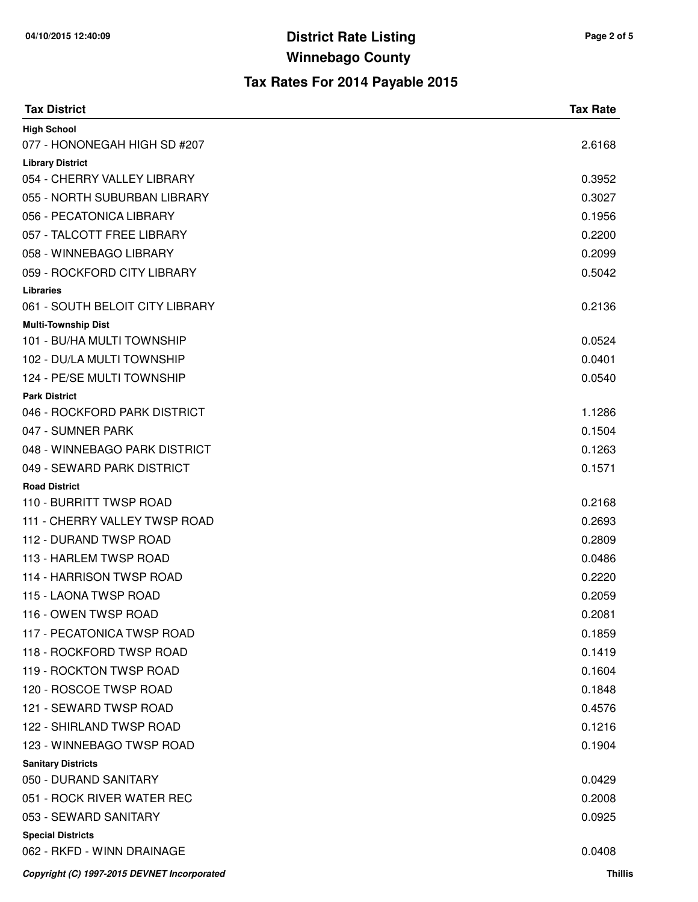# District Rate Listing

## Winnebago County

### Tax Rates For 2014 Payable 2015

| Tax District | Tax Rate |
|---|---|
| **High School** | |
| 077 - HONONEGAH HIGH SD #207 | 2.6168 |
| **Library District** | |
| 054 - CHERRY VALLEY LIBRARY | 0.3952 |
| 055 - NORTH SUBURBAN LIBRARY | 0.3027 |
| 056 - PECATONICA LIBRARY | 0.1956 |
| 057 - TALCOTT FREE LIBRARY | 0.2200 |
| 058 - WINNEBAGO LIBRARY | 0.2099 |
| 059 - ROCKFORD CITY LIBRARY | 0.5042 |
| **Libraries** | |
| 061 - SOUTH BELOIT CITY LIBRARY | 0.2136 |
| **Multi-Township Dist** | |
| 101 - BU/HA MULTI TOWNSHIP | 0.0524 |
| 102 - DU/LA MULTI TOWNSHIP | 0.0401 |
| 124 - PE/SE MULTI TOWNSHIP | 0.0540 |
| **Park District** | |
| 046 - ROCKFORD PARK DISTRICT | 1.1286 |
| 047 - SUMNER PARK | 0.1504 |
| 048 - WINNEBAGO PARK DISTRICT | 0.1263 |
| 049 - SEWARD PARK DISTRICT | 0.1571 |
| **Road District** | |
| 110 - BURRITT TWSP ROAD | 0.2168 |
| 111 - CHERRY VALLEY TWSP ROAD | 0.2693 |
| 112 - DURAND TWSP ROAD | 0.2809 |
| 113 - HARLEM TWSP ROAD | 0.0486 |
| 114 - HARRISON TWSP ROAD | 0.2220 |
| 115 - LAONA TWSP ROAD | 0.2059 |
| 116 - OWEN TWSP ROAD | 0.2081 |
| 117 - PECATONICA TWSP ROAD | 0.1859 |
| 118 - ROCKFORD TWSP ROAD | 0.1419 |
| 119 - ROCKTON TWSP ROAD | 0.1604 |
| 120 - ROSCOE TWSP ROAD | 0.1848 |
| 121 - SEWARD TWSP ROAD | 0.4576 |
| 122 - SHIRLAND TWSP ROAD | 0.1216 |
| 123 - WINNEBAGO TWSP ROAD | 0.1904 |
| **Sanitary Districts** | |
| 050 - DURAND SANITARY | 0.0429 |
| 051 - ROCK RIVER WATER REC | 0.2008 |
| 053 - SEWARD SANITARY | 0.0925 |
| **Special Districts** | |
| 062 - RKFD - WINN DRAINAGE | 0.0408 |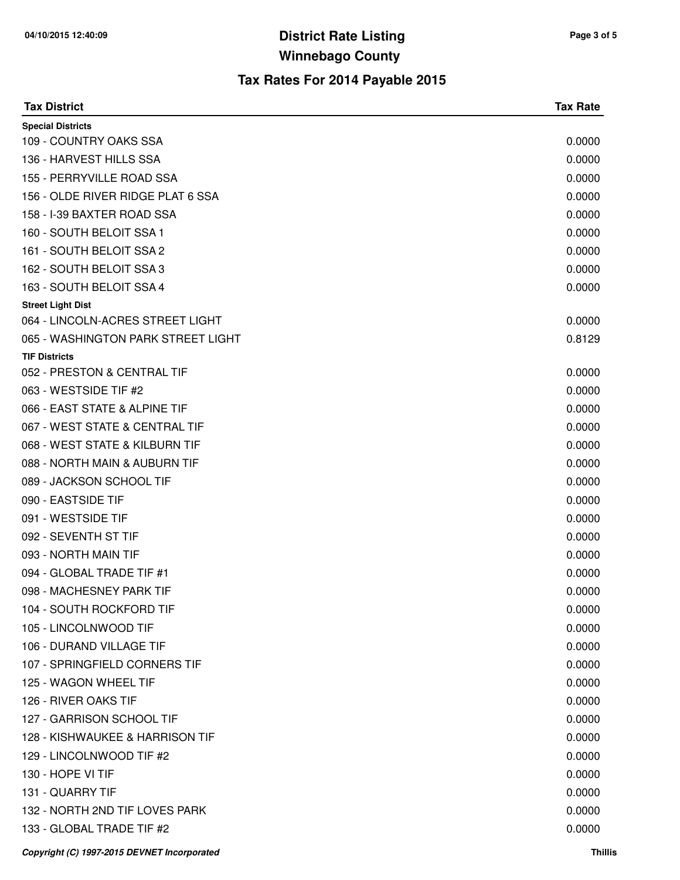# District Rate Listing

## Winnebago County

### Tax Rates For 2014 Payable 2015

| Tax District | Tax Rate |
| --- | --- |
| **Special Districts** | |
| 109 - COUNTRY OAKS SSA | 0.0000 |
| 136 - HARVEST HILLS SSA | 0.0000 |
| 155 - PERRYVILLE ROAD SSA | 0.0000 |
| 156 - OLDE RIVER RIDGE PLAT 6 SSA | 0.0000 |
| 158 - I-39 BAXTER ROAD SSA | 0.0000 |
| 160 - SOUTH BELOIT SSA 1 | 0.0000 |
| 161 - SOUTH BELOIT SSA 2 | 0.0000 |
| 162 - SOUTH BELOIT SSA 3 | 0.0000 |
| 163 - SOUTH BELOIT SSA 4 | 0.0000 |
| **Street Light Dist** | |
| 064 - LINCOLN-ACRES STREET LIGHT | 0.0000 |
| 065 - WASHINGTON PARK STREET LIGHT | 0.8129 |
| **TIF Districts** | |
| 052 - PRESTON & CENTRAL TIF | 0.0000 |
| 063 - WESTSIDE TIF #2 | 0.0000 |
| 066 - EAST STATE & ALPINE TIF | 0.0000 |
| 067 - WEST STATE & CENTRAL TIF | 0.0000 |
| 068 - WEST STATE & KILBURN TIF | 0.0000 |
| 088 - NORTH MAIN & AUBURN TIF | 0.0000 |
| 089 - JACKSON SCHOOL TIF | 0.0000 |
| 090 - EASTSIDE TIF | 0.0000 |
| 091 - WESTSIDE TIF | 0.0000 |
| 092 - SEVENTH ST TIF | 0.0000 |
| 093 - NORTH MAIN TIF | 0.0000 |
| 094 - GLOBAL TRADE TIF #1 | 0.0000 |
| 098 - MACHESNEY PARK TIF | 0.0000 |
| 104 - SOUTH ROCKFORD TIF | 0.0000 |
| 105 - LINCOLNWOOD TIF | 0.0000 |
| 106 - DURAND VILLAGE TIF | 0.0000 |
| 107 - SPRINGFIELD CORNERS TIF | 0.0000 |
| 125 - WAGON WHEEL TIF | 0.0000 |
| 126 - RIVER OAKS TIF | 0.0000 |
| 127 - GARRISON SCHOOL TIF | 0.0000 |
| 128 - KISHWAUKEE & HARRISON TIF | 0.0000 |
| 129 - LINCOLNWOOD TIF #2 | 0.0000 |
| 130 - HOPE VI TIF | 0.0000 |
| 131 - QUARRY TIF | 0.0000 |
| 132 - NORTH 2ND TIF LOVES PARK | 0.0000 |
| 133 - GLOBAL TRADE TIF #2 | 0.0000 |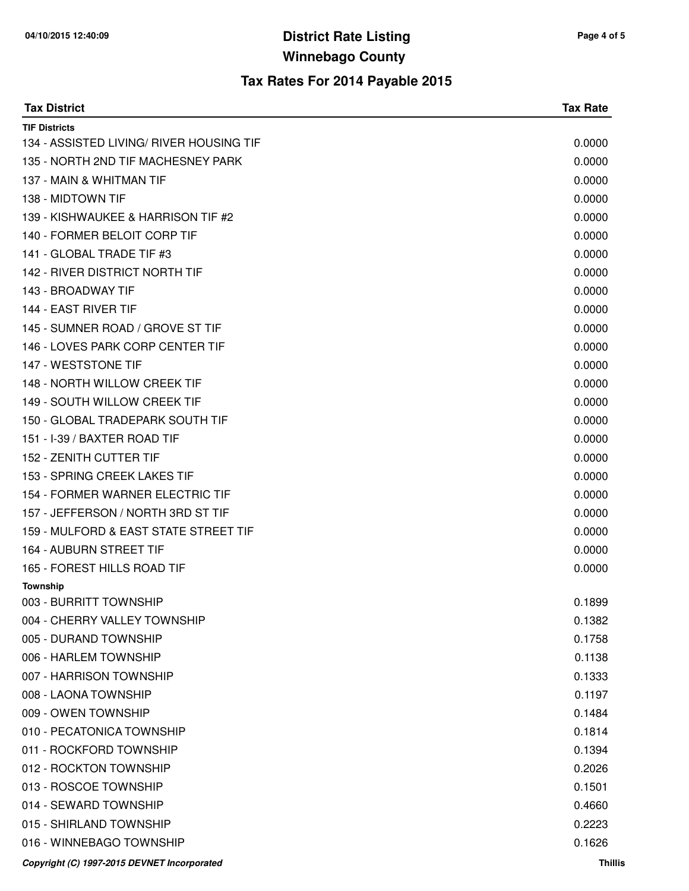# District Rate Listing

## Winnebago County

### Tax Rates For 2014 Payable 2015

| Tax District | Tax Rate |
|---|---|
| **TIF Districts** | |
| 134 - ASSISTED LIVING/ RIVER HOUSING TIF | 0.0000 |
| 135 - NORTH 2ND TIF MACHESNEY PARK | 0.0000 |
| 137 - MAIN & WHITMAN TIF | 0.0000 |
| 138 - MIDTOWN TIF | 0.0000 |
| 139 - KISHWAUKEE & HARRISON TIF #2 | 0.0000 |
| 140 - FORMER BELOIT CORP TIF | 0.0000 |
| 141 - GLOBAL TRADE TIF #3 | 0.0000 |
| 142 - RIVER DISTRICT NORTH TIF | 0.0000 |
| 143 - BROADWAY TIF | 0.0000 |
| 144 - EAST RIVER TIF | 0.0000 |
| 145 - SUMNER ROAD / GROVE ST TIF | 0.0000 |
| 146 - LOVES PARK CORP CENTER TIF | 0.0000 |
| 147 - WESTSTONE TIF | 0.0000 |
| 148 - NORTH WILLOW CREEK TIF | 0.0000 |
| 149 - SOUTH WILLOW CREEK TIF | 0.0000 |
| 150 - GLOBAL TRADEPARK SOUTH TIF | 0.0000 |
| 151 - I-39 / BAXTER ROAD TIF | 0.0000 |
| 152 - ZENITH CUTTER TIF | 0.0000 |
| 153 - SPRING CREEK LAKES TIF | 0.0000 |
| 154 - FORMER WARNER ELECTRIC TIF | 0.0000 |
| 157 - JEFFERSON / NORTH 3RD ST TIF | 0.0000 |
| 159 - MULFORD & EAST STATE STREET TIF | 0.0000 |
| 164 - AUBURN STREET TIF | 0.0000 |
| 165 - FOREST HILLS ROAD TIF | 0.0000 |
| **Township** | |
| 003 - BURRITT TOWNSHIP | 0.1899 |
| 004 - CHERRY VALLEY TOWNSHIP | 0.1382 |
| 005 - DURAND TOWNSHIP | 0.1758 |
| 006 - HARLEM TOWNSHIP | 0.1138 |
| 007 - HARRISON TOWNSHIP | 0.1333 |
| 008 - LAONA TOWNSHIP | 0.1197 |
| 009 - OWEN TOWNSHIP | 0.1484 |
| 010 - PECATONICA TOWNSHIP | 0.1814 |
| 011 - ROCKFORD TOWNSHIP | 0.1394 |
| 012 - ROCKTON TOWNSHIP | 0.2026 |
| 013 - ROSCOE TOWNSHIP | 0.1501 |
| 014 - SEWARD TOWNSHIP | 0.4660 |
| 015 - SHIRLAND TOWNSHIP | 0.2223 |
| 016 - WINNEBAGO TOWNSHIP | 0.1626 |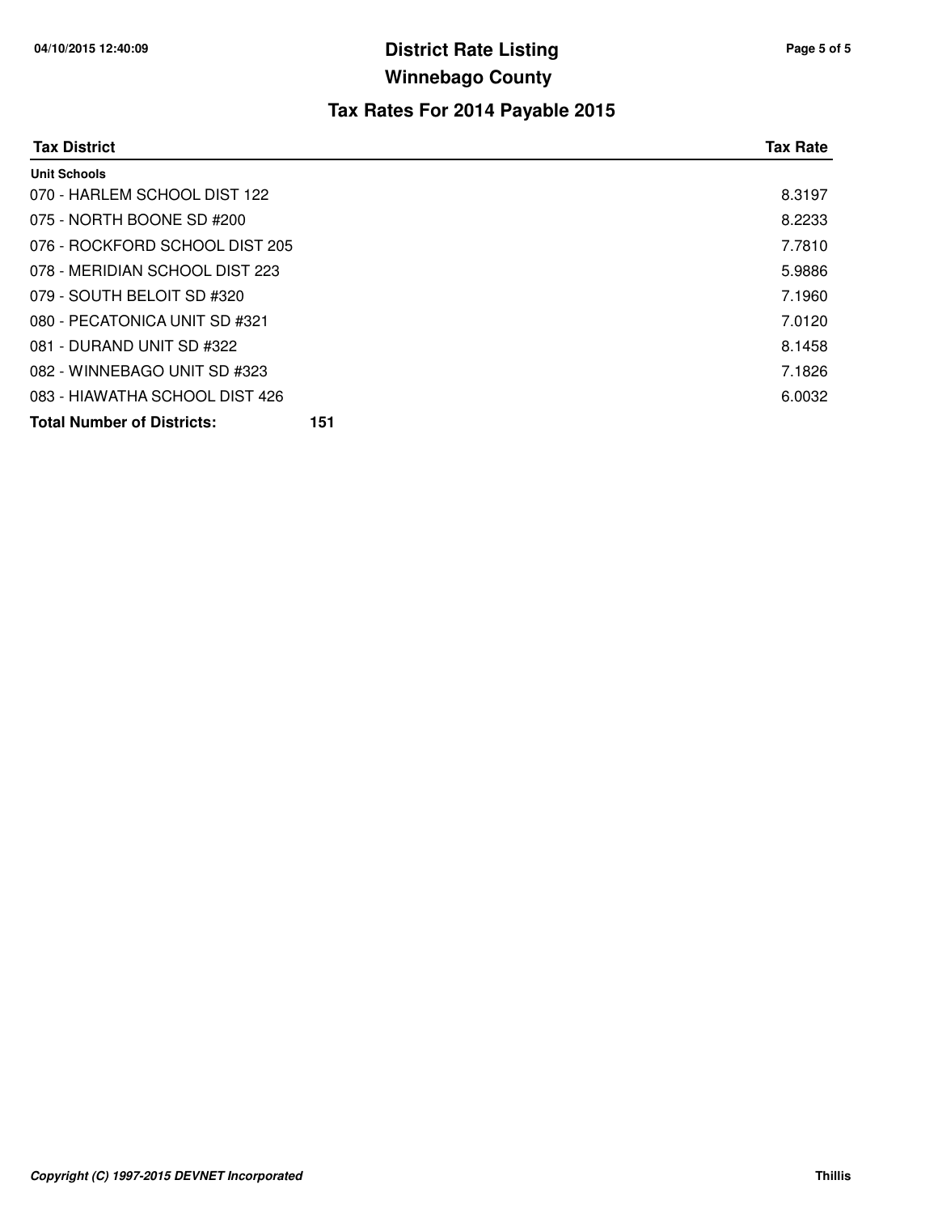# District Rate Listing

## Winnebago County

### Tax Rates For 2014 Payable 2015

| Tax District | Tax Rate |
| --- | --- |
| **Unit Schools** | |
| 070 - HARLEM SCHOOL DIST 122 | 8.3197 |
| 075 - NORTH BOONE SD #200 | 8.2233 |
| 076 - ROCKFORD SCHOOL DIST 205 | 7.7810 |
| 078 - MERIDIAN SCHOOL DIST 223 | 5.9886 |
| 079 - SOUTH BELOIT SD #320 | 7.1960 |
| 080 - PECATONICA UNIT SD #321 | 7.0120 |
| 081 - DURAND UNIT SD #322 | 8.1458 |
| 082 - WINNEBAGO UNIT SD #323 | 7.1826 |
| 083 - HIAWATHA SCHOOL DIST 426 | 6.0032 |

**Total Number of Districts: 151**